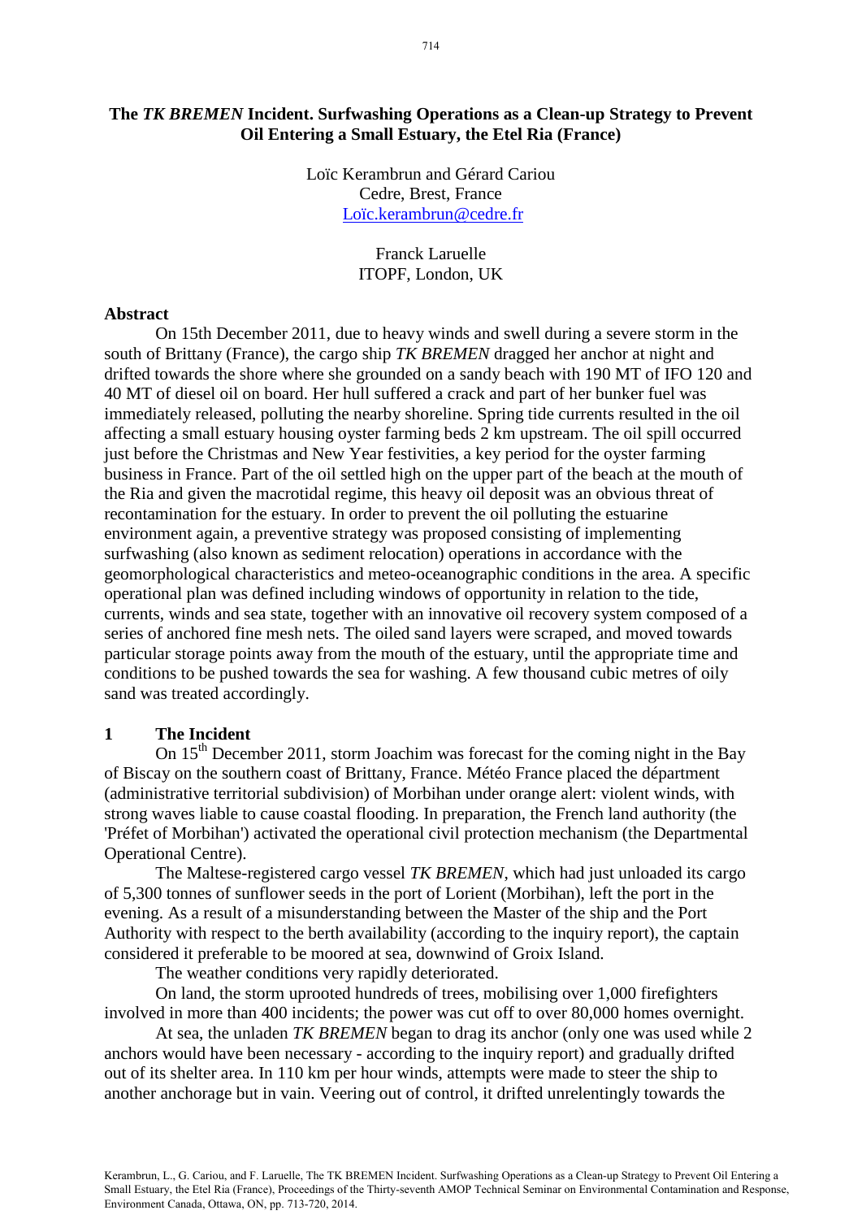# The *TK BREMEN* Incident. Surfwashing Operations as a Clean-up Strategy to Prevent Oil Entering a Small Estuary, the Etel Ria (France)

Loïc Kerambrun and Gérard Cariou
Cedre, Brest, France
Loïc.kerambrun@cedre.fr

Franck Laruelle
ITOPF, London, UK

## Abstract

On 15th December 2011, due to heavy winds and swell during a severe storm in the south of Brittany (France), the cargo ship *TK BREMEN* dragged her anchor at night and drifted towards the shore where she grounded on a sandy beach with 190 MT of IFO 120 and 40 MT of diesel oil on board. Her hull suffered a crack and part of her bunker fuel was immediately released, polluting the nearby shoreline. Spring tide currents resulted in the oil affecting a small estuary housing oyster farming beds 2 km upstream. The oil spill occurred just before the Christmas and New Year festivities, a key period for the oyster farming business in France. Part of the oil settled high on the upper part of the beach at the mouth of the Ria and given the macrotidal regime, this heavy oil deposit was an obvious threat of recontamination for the estuary. In order to prevent the oil polluting the estuarine environment again, a preventive strategy was proposed consisting of implementing surfwashing (also known as sediment relocation) operations in accordance with the geomorphological characteristics and meteo-oceanographic conditions in the area. A specific operational plan was defined including windows of opportunity in relation to the tide, currents, winds and sea state, together with an innovative oil recovery system composed of a series of anchored fine mesh nets. The oiled sand layers were scraped, and moved towards particular storage points away from the mouth of the estuary, until the appropriate time and conditions to be pushed towards the sea for washing. A few thousand cubic metres of oily sand was treated accordingly.

## 1 The Incident

On 15th December 2011, storm Joachim was forecast for the coming night in the Bay of Biscay on the southern coast of Brittany, France. Météo France placed the département (administrative territorial subdivision) of Morbihan under orange alert: violent winds, with strong waves liable to cause coastal flooding. In preparation, the French land authority (the 'Préfet of Morbihan') activated the operational civil protection mechanism (the Departmental Operational Centre).

The Maltese-registered cargo vessel *TK BREMEN*, which had just unloaded its cargo of 5,300 tonnes of sunflower seeds in the port of Lorient (Morbihan), left the port in the evening. As a result of a misunderstanding between the Master of the ship and the Port Authority with respect to the berth availability (according to the inquiry report), the captain considered it preferable to be moored at sea, downwind of Groix Island.

The weather conditions very rapidly deteriorated.

On land, the storm uprooted hundreds of trees, mobilising over 1,000 firefighters involved in more than 400 incidents; the power was cut off to over 80,000 homes overnight.

At sea, the unladen *TK BREMEN* began to drag its anchor (only one was used while 2 anchors would have been necessary - according to the inquiry report) and gradually drifted out of its shelter area. In 110 km per hour winds, attempts were made to steer the ship to another anchorage but in vain. Veering out of control, it drifted unrelentingly towards the

Kerambrun, L., G. Cariou, and F. Laruelle, The TK BREMEN Incident. Surfwashing Operations as a Clean-up Strategy to Prevent Oil Entering a Small Estuary, the Etel Ria (France), Proceedings of the Thirty-seventh AMOP Technical Seminar on Environmental Contamination and Response, Environment Canada, Ottawa, ON, pp. 713-720, 2014.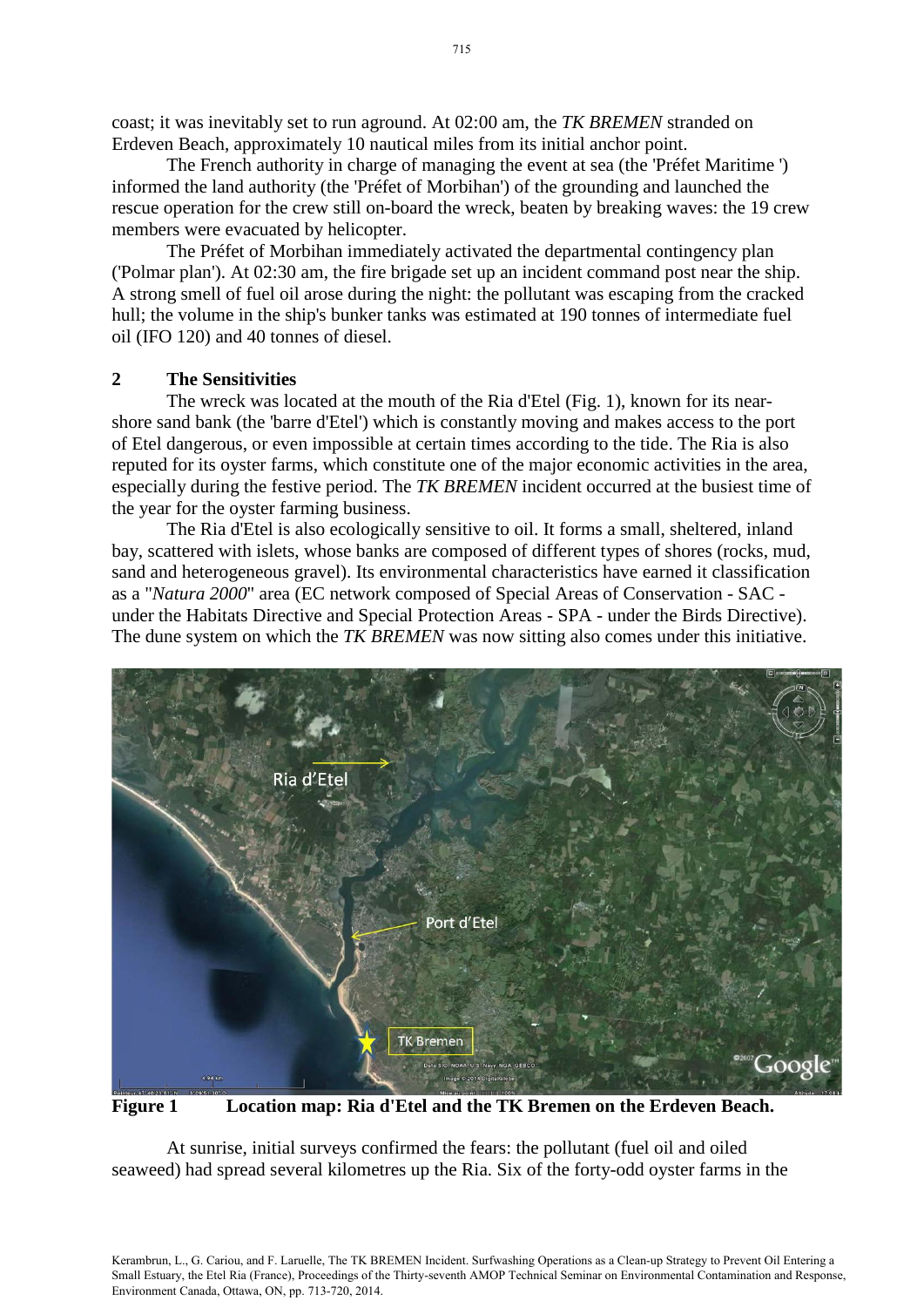coast; it was inevitably set to run aground. At 02:00 am, the *TK BREMEN* stranded on Erdeven Beach, approximately 10 nautical miles from its initial anchor point.

The French authority in charge of managing the event at sea (the 'Préfet Maritime ') informed the land authority (the 'Préfet of Morbihan') of the grounding and launched the rescue operation for the crew still on-board the wreck, beaten by breaking waves: the 19 crew members were evacuated by helicopter.

The Préfet of Morbihan immediately activated the departmental contingency plan ('Polmar plan'). At 02:30 am, the fire brigade set up an incident command post near the ship. A strong smell of fuel oil arose during the night: the pollutant was escaping from the cracked hull; the volume in the ship's bunker tanks was estimated at 190 tonnes of intermediate fuel oil (IFO 120) and 40 tonnes of diesel.

## 2 The Sensitivities

The wreck was located at the mouth of the Ria d'Etel (Fig. 1), known for its near-shore sand bank (the 'barre d'Etel') which is constantly moving and makes access to the port of Etel dangerous, or even impossible at certain times according to the tide. The Ria is also reputed for its oyster farms, which constitute one of the major economic activities in the area, especially during the festive period. The *TK BREMEN* incident occurred at the busiest time of the year for the oyster farming business.

The Ria d'Etel is also ecologically sensitive to oil. It forms a small, sheltered, inland bay, scattered with islets, whose banks are composed of different types of shores (rocks, mud, sand and heterogeneous gravel). Its environmental characteristics have earned it classification as a "*Natura 2000*" area (EC network composed of Special Areas of Conservation - SAC - under the Habitats Directive and Special Protection Areas - SPA - under the Birds Directive). The dune system on which the *TK BREMEN* was now sitting also comes under this initiative.

**Figure 1 Location map: Ria d'Etel and the TK Bremen on the Erdeven Beach.**

At sunrise, initial surveys confirmed the fears: the pollutant (fuel oil and oiled seaweed) had spread several kilometres up the Ria. Six of the forty-odd oyster farms in the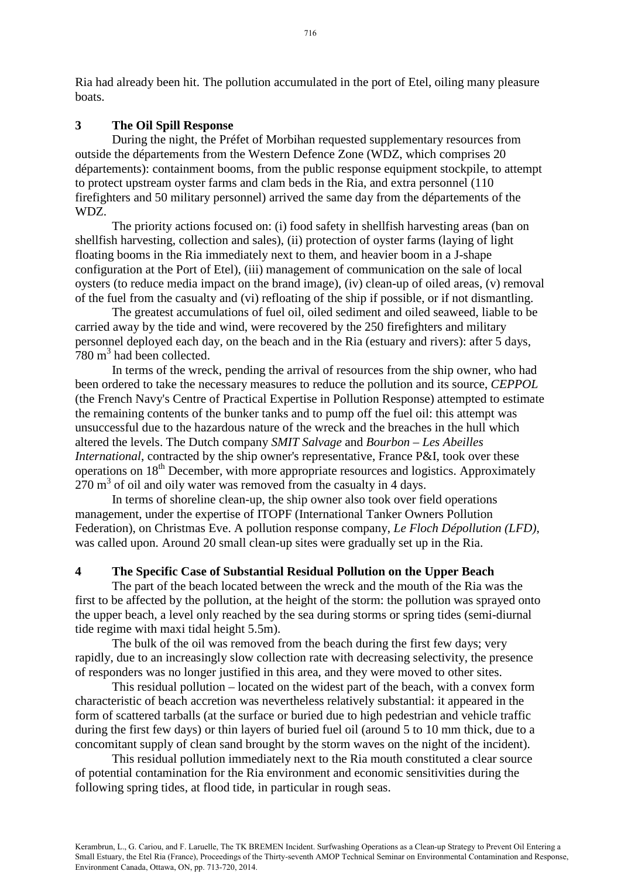Ria had already been hit. The pollution accumulated in the port of Etel, oiling many pleasure boats.

## 3 The Oil Spill Response

During the night, the Préfet of Morbihan requested supplementary resources from outside the départements from the Western Defence Zone (WDZ, which comprises 20 départements): containment booms, from the public response equipment stockpile, to attempt to protect upstream oyster farms and clam beds in the Ria, and extra personnel (110 firefighters and 50 military personnel) arrived the same day from the départements of the WDZ.

The priority actions focused on: (i) food safety in shellfish harvesting areas (ban on shellfish harvesting, collection and sales), (ii) protection of oyster farms (laying of light floating booms in the Ria immediately next to them, and heavier boom in a J-shape configuration at the Port of Etel), (iii) management of communication on the sale of local oysters (to reduce media impact on the brand image), (iv) clean-up of oiled areas, (v) removal of the fuel from the casualty and (vi) refloating of the ship if possible, or if not dismantling.

The greatest accumulations of fuel oil, oiled sediment and oiled seaweed, liable to be carried away by the tide and wind, were recovered by the 250 firefighters and military personnel deployed each day, on the beach and in the Ria (estuary and rivers): after 5 days, 780 $m^3$ had been collected.

In terms of the wreck, pending the arrival of resources from the ship owner, who had been ordered to take the necessary measures to reduce the pollution and its source, *CEPPOL* (the French Navy's Centre of Practical Expertise in Pollution Response) attempted to estimate the remaining contents of the bunker tanks and to pump off the fuel oil: this attempt was unsuccessful due to the hazardous nature of the wreck and the breaches in the hull which altered the levels. The Dutch company *SMIT Salvage* and *Bourbon – Les Abeilles International*, contracted by the ship owner's representative, France P&I, took over these operations on 18th December, with more appropriate resources and logistics. Approximately 270 $m^3$ of oil and oily water was removed from the casualty in 4 days.

In terms of shoreline clean-up, the ship owner also took over field operations management, under the expertise of ITOPF (International Tanker Owners Pollution Federation), on Christmas Eve. A pollution response company, *Le Floch Dépollution (LFD)*, was called upon. Around 20 small clean-up sites were gradually set up in the Ria.

## 4 The Specific Case of Substantial Residual Pollution on the Upper Beach

The part of the beach located between the wreck and the mouth of the Ria was the first to be affected by the pollution, at the height of the storm: the pollution was sprayed onto the upper beach, a level only reached by the sea during storms or spring tides (semi-diurnal tide regime with maxi tidal height 5.5m).

The bulk of the oil was removed from the beach during the first few days; very rapidly, due to an increasingly slow collection rate with decreasing selectivity, the presence of responders was no longer justified in this area, and they were moved to other sites.

This residual pollution – located on the widest part of the beach, with a convex form characteristic of beach accretion was nevertheless relatively substantial: it appeared in the form of scattered tarballs (at the surface or buried due to high pedestrian and vehicle traffic during the first few days) or thin layers of buried fuel oil (around 5 to 10 mm thick, due to a concomitant supply of clean sand brought by the storm waves on the night of the incident).

This residual pollution immediately next to the Ria mouth constituted a clear source of potential contamination for the Ria environment and economic sensitivities during the following spring tides, at flood tide, in particular in rough seas.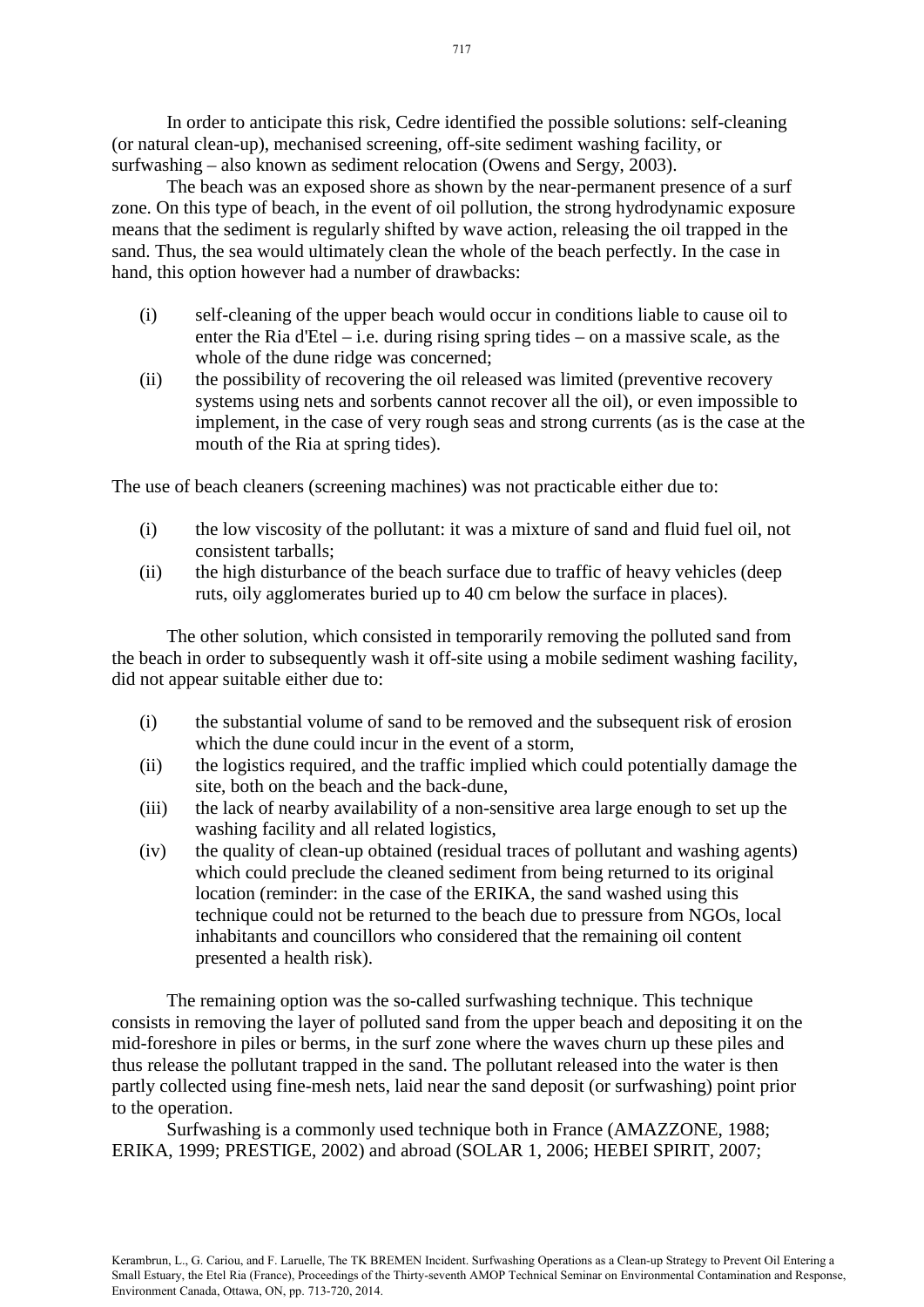In order to anticipate this risk, Cedre identified the possible solutions: self-cleaning (or natural clean-up), mechanised screening, off-site sediment washing facility, or surfwashing – also known as sediment relocation (Owens and Sergy, 2003).

The beach was an exposed shore as shown by the near-permanent presence of a surf zone. On this type of beach, in the event of oil pollution, the strong hydrodynamic exposure means that the sediment is regularly shifted by wave action, releasing the oil trapped in the sand. Thus, the sea would ultimately clean the whole of the beach perfectly. In the case in hand, this option however had a number of drawbacks:

- (i) self-cleaning of the upper beach would occur in conditions liable to cause oil to enter the Ria d'Etel – i.e. during rising spring tides – on a massive scale, as the whole of the dune ridge was concerned;
- (ii) the possibility of recovering the oil released was limited (preventive recovery systems using nets and sorbents cannot recover all the oil), or even impossible to implement, in the case of very rough seas and strong currents (as is the case at the mouth of the Ria at spring tides).

The use of beach cleaners (screening machines) was not practicable either due to:

- (i) the low viscosity of the pollutant: it was a mixture of sand and fluid fuel oil, not consistent tarballs;
- (ii) the high disturbance of the beach surface due to traffic of heavy vehicles (deep ruts, oily agglomerates buried up to 40 cm below the surface in places).

The other solution, which consisted in temporarily removing the polluted sand from the beach in order to subsequently wash it off-site using a mobile sediment washing facility, did not appear suitable either due to:

- (i) the substantial volume of sand to be removed and the subsequent risk of erosion which the dune could incur in the event of a storm,
- (ii) the logistics required, and the traffic implied which could potentially damage the site, both on the beach and the back-dune,
- (iii) the lack of nearby availability of a non-sensitive area large enough to set up the washing facility and all related logistics,
- (iv) the quality of clean-up obtained (residual traces of pollutant and washing agents) which could preclude the cleaned sediment from being returned to its original location (reminder: in the case of the ERIKA, the sand washed using this technique could not be returned to the beach due to pressure from NGOs, local inhabitants and councillors who considered that the remaining oil content presented a health risk).

The remaining option was the so-called surfwashing technique. This technique consists in removing the layer of polluted sand from the upper beach and depositing it on the mid-foreshore in piles or berms, in the surf zone where the waves churn up these piles and thus release the pollutant trapped in the sand. The pollutant released into the water is then partly collected using fine-mesh nets, laid near the sand deposit (or surfwashing) point prior to the operation.

Surfwashing is a commonly used technique both in France (AMAZZONE, 1988; ERIKA, 1999; PRESTIGE, 2002) and abroad (SOLAR 1, 2006; HEBEI SPIRIT, 2007;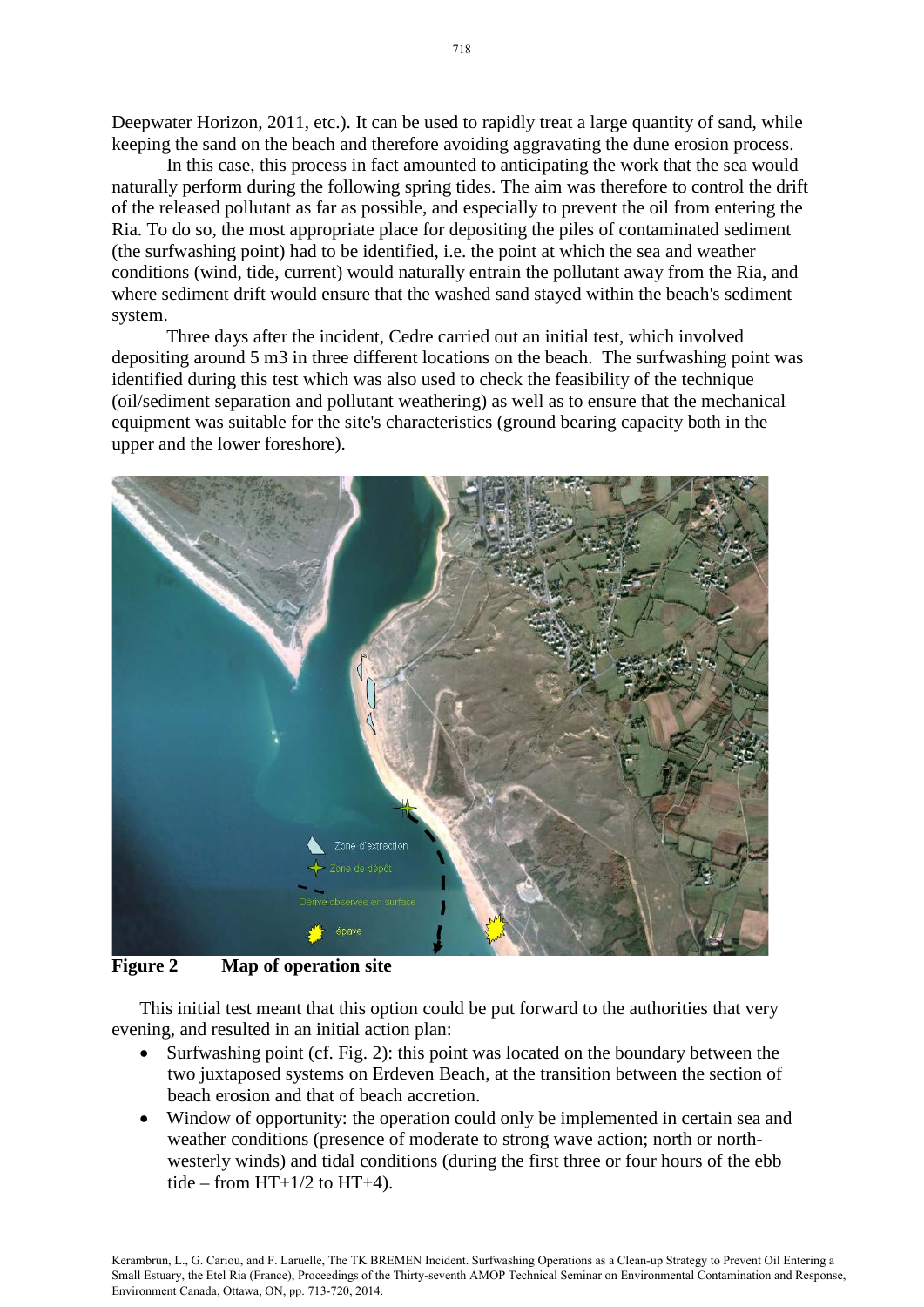Deepwater Horizon, 2011, etc.). It can be used to rapidly treat a large quantity of sand, while keeping the sand on the beach and therefore avoiding aggravating the dune erosion process.

In this case, this process in fact amounted to anticipating the work that the sea would naturally perform during the following spring tides. The aim was therefore to control the drift of the released pollutant as far as possible, and especially to prevent the oil from entering the Ria. To do so, the most appropriate place for depositing the piles of contaminated sediment (the surfwashing point) had to be identified, i.e. the point at which the sea and weather conditions (wind, tide, current) would naturally entrain the pollutant away from the Ria, and where sediment drift would ensure that the washed sand stayed within the beach's sediment system.

Three days after the incident, Cedre carried out an initial test, which involved depositing around 5 m3 in three different locations on the beach. The surfwashing point was identified during this test which was also used to check the feasibility of the technique (oil/sediment separation and pollutant weathering) as well as to ensure that the mechanical equipment was suitable for the site's characteristics (ground bearing capacity both in the upper and the lower foreshore).

**Figure 2** **Map of operation site**

This initial test meant that this option could be put forward to the authorities that very evening, and resulted in an initial action plan:

- Surfwashing point (cf. Fig. 2): this point was located on the boundary between the two juxtaposed systems on Erdeven Beach, at the transition between the section of beach erosion and that of beach accretion.
- Window of opportunity: the operation could only be implemented in certain sea and weather conditions (presence of moderate to strong wave action; north or north-westerly winds) and tidal conditions (during the first three or four hours of the ebb tide – from HT+1/2 to HT+4).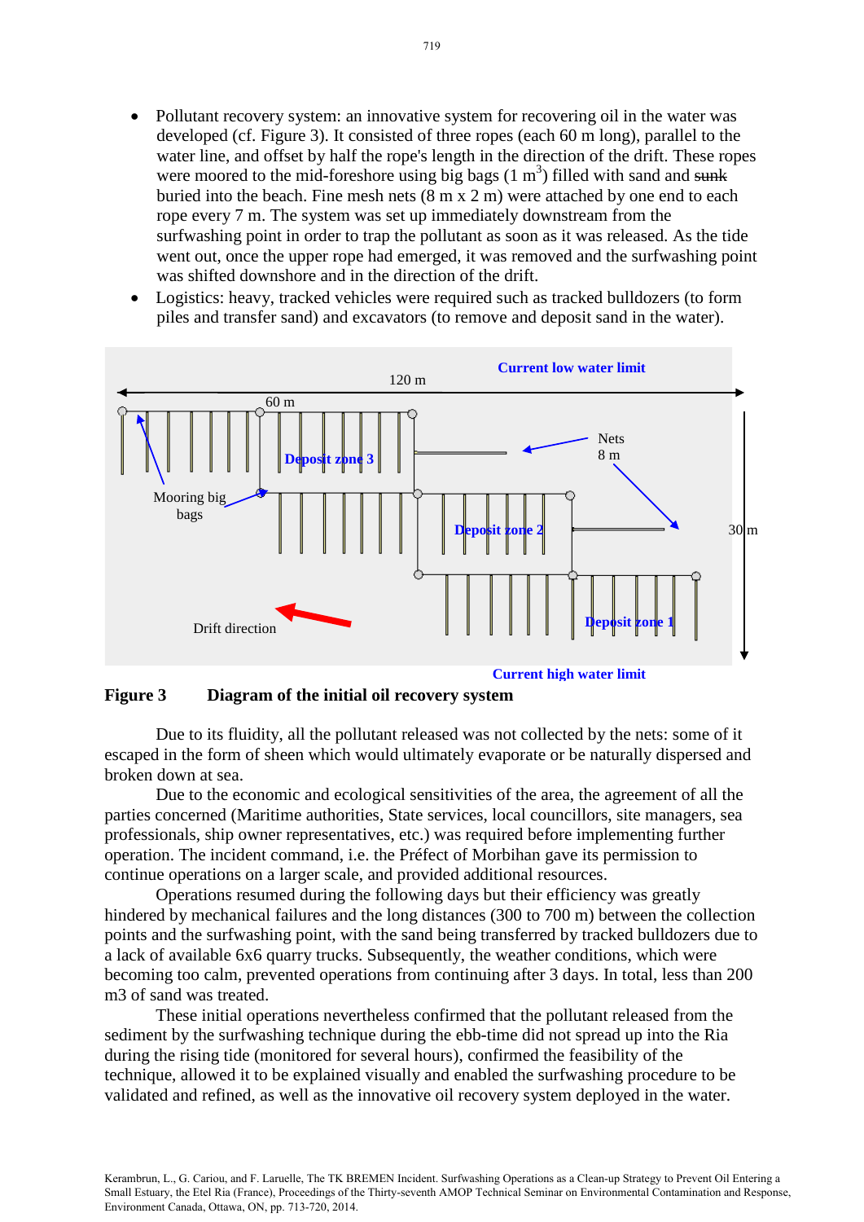- Pollutant recovery system: an innovative system for recovering oil in the water was developed (cf. Figure 3). It consisted of three ropes (each 60 m long), parallel to the water line, and offset by half the rope's length in the direction of the drift. These ropes were moored to the mid-foreshore using big bags (1 $m^3$) filled with sand and ~~sunk~~ buried into the beach. Fine mesh nets (8 m x 2 m) were attached by one end to each rope every 7 m. The system was set up immediately downstream from the surfwashing point in order to trap the pollutant as soon as it was released. As the tide went out, once the upper rope had emerged, it was removed and the surfwashing point was shifted downshore and in the direction of the drift.
- Logistics: heavy, tracked vehicles were required such as tracked bulldozers (to form piles and transfer sand) and excavators (to remove and deposit sand in the water).

**Figure 3 Diagram of the initial oil recovery system**

Due to its fluidity, all the pollutant released was not collected by the nets: some of it escaped in the form of sheen which would ultimately evaporate or be naturally dispersed and broken down at sea.

Due to the economic and ecological sensitivities of the area, the agreement of all the parties concerned (Maritime authorities, State services, local councillors, site managers, sea professionals, ship owner representatives, etc.) was required before implementing further operation. The incident command, i.e. the Préfect of Morbihan gave its permission to continue operations on a larger scale, and provided additional resources.

Operations resumed during the following days but their efficiency was greatly hindered by mechanical failures and the long distances (300 to 700 m) between the collection points and the surfwashing point, with the sand being transferred by tracked bulldozers due to a lack of available 6x6 quarry trucks. Subsequently, the weather conditions, which were becoming too calm, prevented operations from continuing after 3 days. In total, less than 200 m3 of sand was treated.

These initial operations nevertheless confirmed that the pollutant released from the sediment by the surfwashing technique during the ebb-time did not spread up into the Ria during the rising tide (monitored for several hours), confirmed the feasibility of the technique, allowed it to be explained visually and enabled the surfwashing procedure to be validated and refined, as well as the innovative oil recovery system deployed in the water.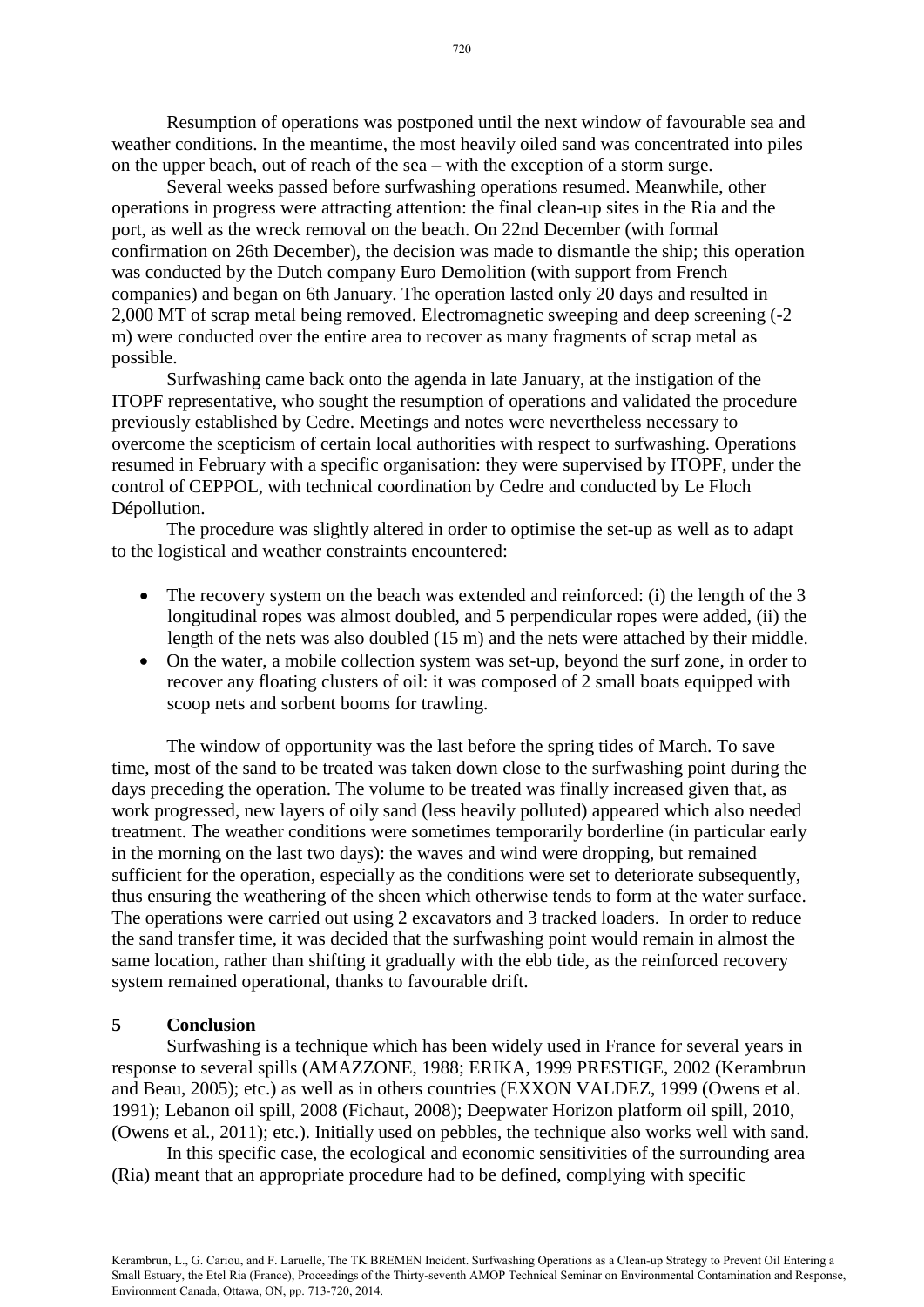Resumption of operations was postponed until the next window of favourable sea and weather conditions. In the meantime, the most heavily oiled sand was concentrated into piles on the upper beach, out of reach of the sea – with the exception of a storm surge.

Several weeks passed before surfwashing operations resumed. Meanwhile, other operations in progress were attracting attention: the final clean-up sites in the Ria and the port, as well as the wreck removal on the beach. On 22nd December (with formal confirmation on 26th December), the decision was made to dismantle the ship; this operation was conducted by the Dutch company Euro Demolition (with support from French companies) and began on 6th January. The operation lasted only 20 days and resulted in 2,000 MT of scrap metal being removed. Electromagnetic sweeping and deep screening (-2 m) were conducted over the entire area to recover as many fragments of scrap metal as possible.

Surfwashing came back onto the agenda in late January, at the instigation of the ITOPF representative, who sought the resumption of operations and validated the procedure previously established by Cedre. Meetings and notes were nevertheless necessary to overcome the scepticism of certain local authorities with respect to surfwashing. Operations resumed in February with a specific organisation: they were supervised by ITOPF, under the control of CEPPOL, with technical coordination by Cedre and conducted by Le Floch Dépollution.

The procedure was slightly altered in order to optimise the set-up as well as to adapt to the logistical and weather constraints encountered:

- The recovery system on the beach was extended and reinforced: (i) the length of the 3 longitudinal ropes was almost doubled, and 5 perpendicular ropes were added, (ii) the length of the nets was also doubled (15 m) and the nets were attached by their middle.
- On the water, a mobile collection system was set-up, beyond the surf zone, in order to recover any floating clusters of oil: it was composed of 2 small boats equipped with scoop nets and sorbent booms for trawling.

The window of opportunity was the last before the spring tides of March. To save time, most of the sand to be treated was taken down close to the surfwashing point during the days preceding the operation. The volume to be treated was finally increased given that, as work progressed, new layers of oily sand (less heavily polluted) appeared which also needed treatment. The weather conditions were sometimes temporarily borderline (in particular early in the morning on the last two days): the waves and wind were dropping, but remained sufficient for the operation, especially as the conditions were set to deteriorate subsequently, thus ensuring the weathering of the sheen which otherwise tends to form at the water surface. The operations were carried out using 2 excavators and 3 tracked loaders. In order to reduce the sand transfer time, it was decided that the surfwashing point would remain in almost the same location, rather than shifting it gradually with the ebb tide, as the reinforced recovery system remained operational, thanks to favourable drift.

## 5 Conclusion

Surfwashing is a technique which has been widely used in France for several years in response to several spills (AMAZZONE, 1988; ERIKA, 1999 PRESTIGE, 2002 (Kerambrun and Beau, 2005); etc.) as well as in others countries (EXXON VALDEZ, 1999 (Owens et al. 1991); Lebanon oil spill, 2008 (Fichaut, 2008); Deepwater Horizon platform oil spill, 2010, (Owens et al., 2011); etc.). Initially used on pebbles, the technique also works well with sand.

In this specific case, the ecological and economic sensitivities of the surrounding area (Ria) meant that an appropriate procedure had to be defined, complying with specific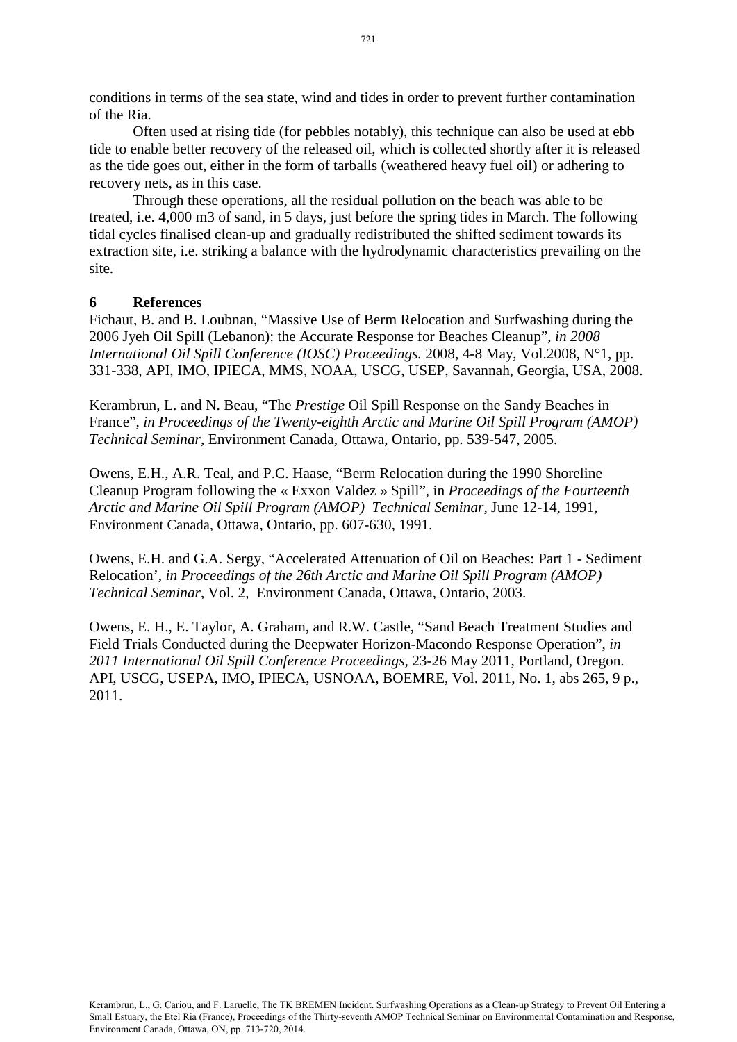conditions in terms of the sea state, wind and tides in order to prevent further contamination of the Ria.

Often used at rising tide (for pebbles notably), this technique can also be used at ebb tide to enable better recovery of the released oil, which is collected shortly after it is released as the tide goes out, either in the form of tarballs (weathered heavy fuel oil) or adhering to recovery nets, as in this case.

Through these operations, all the residual pollution on the beach was able to be treated, i.e. 4,000 m3 of sand, in 5 days, just before the spring tides in March. The following tidal cycles finalised clean-up and gradually redistributed the shifted sediment towards its extraction site, i.e. striking a balance with the hydrodynamic characteristics prevailing on the site.

## 6 References

Fichaut, B. and B. Loubnan, "Massive Use of Berm Relocation and Surfwashing during the 2006 Jyeh Oil Spill (Lebanon): the Accurate Response for Beaches Cleanup", *in 2008 International Oil Spill Conference (IOSC) Proceedings.* 2008, 4-8 May, Vol.2008, N°1, pp. 331-338, API, IMO, IPIECA, MMS, NOAA, USCG, USEP, Savannah, Georgia, USA, 2008.

Kerambrun, L. and N. Beau, "The *Prestige* Oil Spill Response on the Sandy Beaches in France", *in Proceedings of the Twenty-eighth Arctic and Marine Oil Spill Program (AMOP) Technical Seminar*, Environment Canada, Ottawa, Ontario, pp. 539-547, 2005.

Owens, E.H., A.R. Teal, and P.C. Haase, "Berm Relocation during the 1990 Shoreline Cleanup Program following the « Exxon Valdez » Spill", in *Proceedings of the Fourteenth Arctic and Marine Oil Spill Program (AMOP) Technical Seminar*, June 12-14, 1991, Environment Canada, Ottawa, Ontario, pp. 607-630, 1991.

Owens, E.H. and G.A. Sergy, "Accelerated Attenuation of Oil on Beaches: Part 1 - Sediment Relocation', *in Proceedings of the 26th Arctic and Marine Oil Spill Program (AMOP) Technical Seminar*, Vol. 2, Environment Canada, Ottawa, Ontario, 2003.

Owens, E. H., E. Taylor, A. Graham, and R.W. Castle, "Sand Beach Treatment Studies and Field Trials Conducted during the Deepwater Horizon-Macondo Response Operation", *in 2011 International Oil Spill Conference Proceedings*, 23-26 May 2011, Portland, Oregon. API, USCG, USEPA, IMO, IPIECA, USNOAA, BOEMRE, Vol. 2011, No. 1, abs 265, 9 p., 2011.